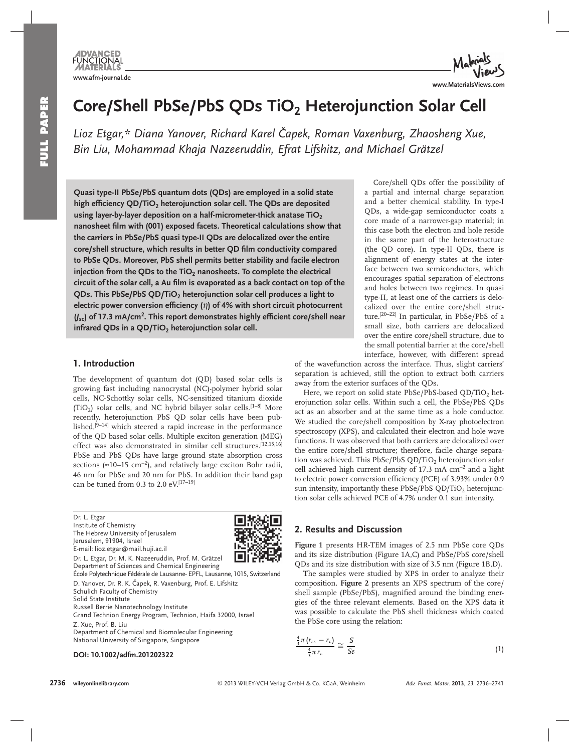# Core/Shell PbSe/PbS QDs $TiO_2$ Heterojunction Solar Cell

*Lioz Etgar,\* Diana Yanover, Richard Karel Čapek, Roman Vaxenburg, Zhaosheng Xue, Bin Liu, Mohammad Khaja Nazeeruddin, Efrat Lifshitz, and Michael Grätzel*

**Quasi type-II PbSe/PbS quantum dots (QDs) are employed in a solid state high efficiency QD/$TiO_2$ heterojunction solar cell. The QDs are deposited using layer-by-layer deposition on a half-micrometer-thick anatase $TiO_2$ nanosheet film with (001) exposed facets. Theoretical calculations show that the carriers in PbSe/PbS quasi type-II QDs are delocalized over the entire core/shell structure, which results in better QD film conductivity compared to PbSe QDs. Moreover, PbS shell permits better stability and facile electron injection from the QDs to the $TiO_2$ nanosheets. To complete the electrical circuit of the solar cell, a Au film is evaporated as a back contact on top of the QDs. This PbSe/PbS QD/$TiO_2$ heterojunction solar cell produces a light to electric power conversion efficiency ($\eta$) of 4% with short circuit photocurrent ($J_{sc}$) of 17.3 mA/cm$^2$. This report demonstrates highly efficient core/shell near infrared QDs in a QD/$TiO_2$ heterojunction solar cell.**

## 1. Introduction

The development of quantum dot (QD) based solar cells is growing fast including nanocrystal (NC)-polymer hybrid solar cells, NC-Schottky solar cells, NC-sensitized titanium dioxide ($TiO_2$) solar cells, and NC hybrid bilayer solar cells.[1–8] More recently, heterojunction PbS QD solar cells have been published,[9–14] which steered a rapid increase in the performance of the QD based solar cells. Multiple exciton generation (MEG) effect was also demonstrated in similar cell structures.[12,15,16] PbSe and PbS QDs have large ground state absorption cross sections (≈10–15 cm$^{-2}$), and relatively large exciton Bohr radii, 46 nm for PbSe and 20 nm for PbS. In addition their band gap can be tuned from 0.3 to 2.0 eV.[17–19]

Core/shell QDs offer the possibility of a partial and internal charge separation and a better chemical stability. In type-I QDs, a wide-gap semiconductor coats a core made of a narrower-gap material; in this case both the electron and hole reside in the same part of the heterostructure (the QD core). In type-II QDs, there is alignment of energy states at the interface between two semiconductors, which encourages spatial separation of electrons and holes between two regimes. In quasi type-II, at least one of the carriers is delocalized over the entire core/shell structure.[20–22] In particular, in PbSe/PbS of a small size, both carriers are delocalized over the entire core/shell structure, due to the small potential barrier at the core/shell interface, however, with different spread of the wavefunction across the interface. Thus, slight carriers' separation is achieved, still the option to extract both carriers away from the exterior surfaces of the QDs.

Here, we report on solid state PbSe/PbS-based QD/$TiO_2$ heterojunction solar cells. Within such a cell, the PbSe/PbS QDs act as an absorber and at the same time as a hole conductor. We studied the core/shell composition by X-ray photoelectron spectroscopy (XPS), and calculated their electron and hole wave functions. It was observed that both carriers are delocalized over the entire core/shell structure; therefore, facile charge separation was achieved. This PbSe/PbS QD/$TiO_2$ heterojunction solar cell achieved high current density of 17.3 mA cm$^{-2}$ and a light to electric power conversion efficiency (PCE) of 3.93% under 0.9 sun intensity, importantly these PbSe/PbS QD/$TiO_2$ heterojunction solar cells achieved PCE of 4.7% under 0.1 sun intensity.

## 2. Results and Discussion

**Figure 1** presents HR-TEM images of 2.5 nm PbSe core QDs and its size distribution (Figure 1A,C) and PbSe/PbS core/shell QDs and its size distribution with size of 3.5 nm (Figure 1B,D).

The samples were studied by XPS in order to analyze their composition. **Figure 2** presents an XPS spectrum of the core/shell sample (PbSe/PbS), magnified around the binding energies of the three relevant elements. Based on the XPS data it was possible to calculate the PbS shell thickness which coated the PbSe core using the relation:

$$\frac{\frac{4}{3}\pi\left(r_{cs}-r_{c}\right)}{\frac{4}{3}\pi r_{c}} \cong \frac{S}{Se} \tag{1}$$

Dr. L. Etgar
Institute of Chemistry
The Hebrew University of Jerusalem
Jerusalem, 91904, Israel
E-mail: lioz.etgar@mail.huji.ac.il

Dr. L. Etgar, Dr. M. K. Nazeeruddin, Prof. M. Grätzel
Department of Sciences and Chemical Engineering
École Polytechnique Fédérale de Lausanne- EPFL, Lausanne, 1015, Switzerland

D. Yanover, Dr. R. K. Čapek, R. Vaxenburg, Prof. E. Lifshitz
Schulich Faculty of Chemistry
Solid State Institute
Russell Berrie Nanotechnology Institute
Grand Technion Energy Program, Technion, Haifa 32000, Israel

Z. Xue, Prof. B. Liu
Department of Chemical and Biomolecular Engineering
National University of Singapore, Singapore

DOI: 10.1002/adfm.201202322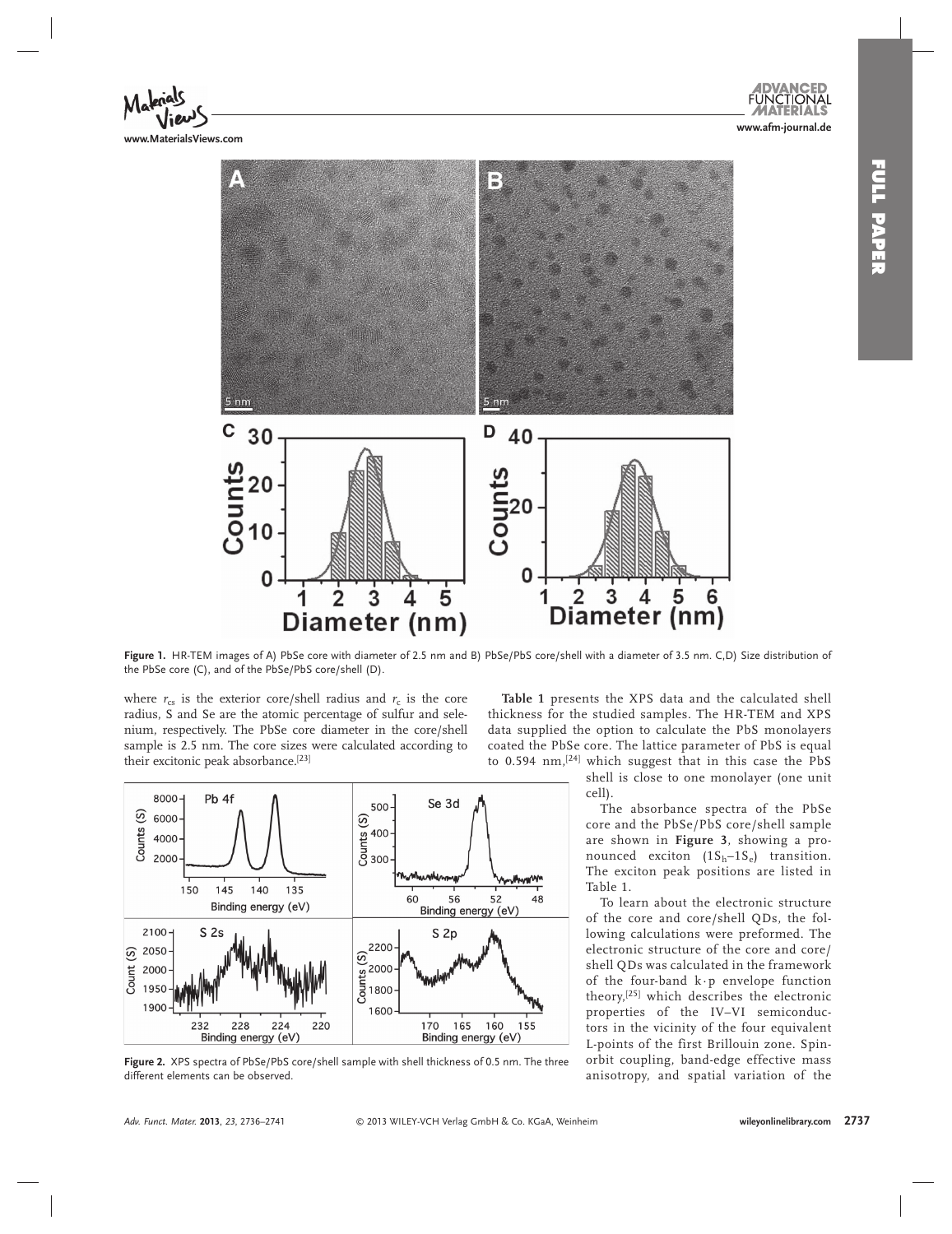Figure 1. HR-TEM images of A) PbSe core with diameter of 2.5 nm and B) PbSe/PbS core/shell with a diameter of 3.5 nm. C,D) Size distribution of the PbSe core (C), and of the PbSe/PbS core/shell (D).

where $r_{cs}$ is the exterior core/shell radius and $r_c$ is the core radius, S and Se are the atomic percentage of sulfur and selenium, respectively. The PbSe core diameter in the core/shell sample is 2.5 nm. The core sizes were calculated according to their excitonic peak absorbance.[23]

Figure 2. XPS spectra of PbSe/PbS core/shell sample with shell thickness of 0.5 nm. The three different elements can be observed.

**Table 1** presents the XPS data and the calculated shell thickness for the studied samples. The HR-TEM and XPS data supplied the option to calculate the PbS monolayers coated the PbSe core. The lattice parameter of PbS is equal to 0.594 nm,[24] which suggest that in this case the PbS shell is close to one monolayer (one unit cell).

The absorbance spectra of the PbSe core and the PbSe/PbS core/shell sample are shown in **Figure 3**, showing a pronounced exciton ($1S_h$–$1S_e$) transition. The exciton peak positions are listed in Table 1.

To learn about the electronic structure of the core and core/shell QDs, the following calculations were preformed. The electronic structure of the core and core/shell QDs was calculated in the framework of the four-band k·p envelope function theory,[25] which describes the electronic properties of the IV–VI semiconductors in the vicinity of the four equivalent L-points of the first Brillouin zone. Spin-orbit coupling, band-edge effective mass anisotropy, and spatial variation of the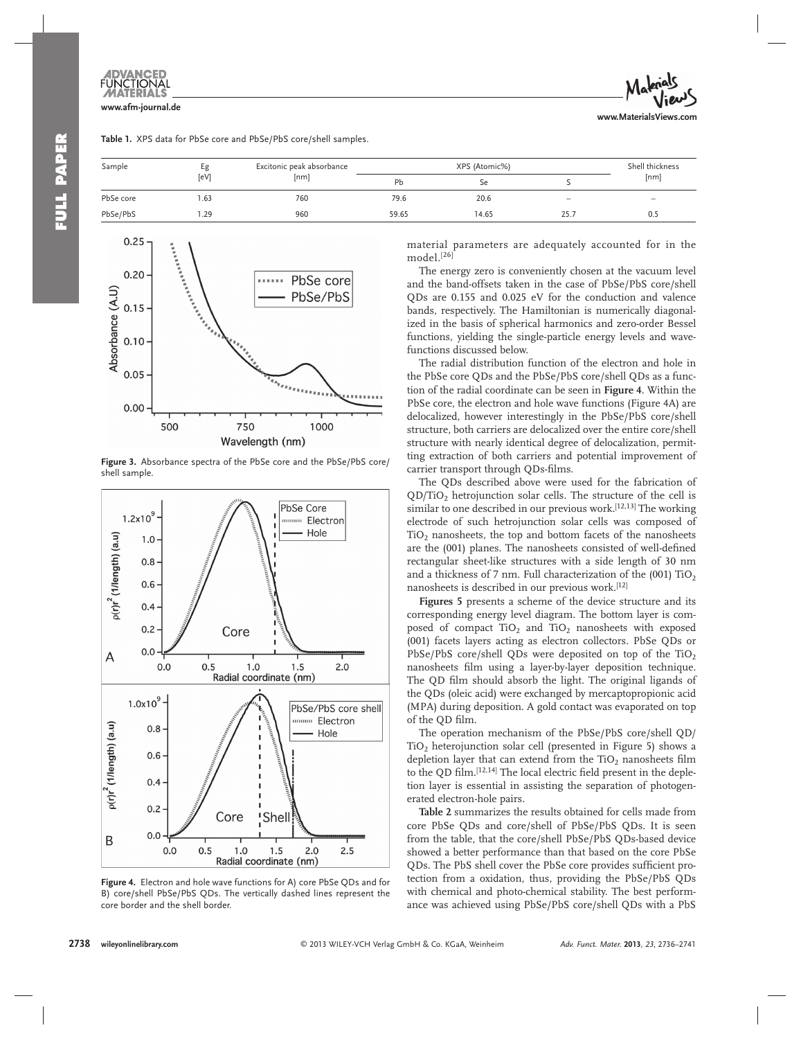**Table 1.** XPS data for PbSe core and PbSe/PbS core/shell samples.

| Sample | Eg [eV] | Excitonic peak absorbance [nm] | XPS (Atomic%) | | | Shell thickness [nm] |
|---|---|---|---|---|---|---|
| | | | Pb | Se | S | |
| PbSe core | 1.63 | 760 | 79.6 | 20.6 | – | – |
| PbSe/PbS | 1.29 | 960 | 59.65 | 14.65 | 25.7 | 0.5 |

**Figure 3.** Absorbance spectra of the PbSe core and the PbSe/PbS core/shell sample.

**Figure 4.** Electron and hole wave functions for A) core PbSe QDs and for B) core/shell PbSe/PbS QDs. The vertically dashed lines represent the core border and the shell border.

material parameters are adequately accounted for in the model.[26]

The energy zero is conveniently chosen at the vacuum level and the band-offsets taken in the case of PbSe/PbS core/shell QDs are 0.155 and 0.025 eV for the conduction and valence bands, respectively. The Hamiltonian is numerically diagonalized in the basis of spherical harmonics and zero-order Bessel functions, yielding the single-particle energy levels and wavefunctions discussed below.

The radial distribution function of the electron and hole in the PbSe core QDs and the PbSe/PbS core/shell QDs as a function of the radial coordinate can be seen in **Figure 4**. Within the PbSe core, the electron and hole wave functions (Figure 4A) are delocalized, however interestingly in the PbSe/PbS core/shell structure, both carriers are delocalized over the entire core/shell structure with nearly identical degree of delocalization, permitting extraction of both carriers and potential improvement of carrier transport through QDs-films.

The QDs described above were used for the fabrication of QD/$TiO_2$ hetrojunction solar cells. The structure of the cell is similar to one described in our previous work.[12,13] The working electrode of such hetrojunction solar cells was composed of $TiO_2$ nanosheets, the top and bottom facets of the nanosheets are the (001) planes. The nanosheets consisted of well-defined rectangular sheet-like structures with a side length of 30 nm and a thickness of 7 nm. Full characterization of the (001) $TiO_2$ nanosheets is described in our previous work.[12]

**Figures 5** presents a scheme of the device structure and its corresponding energy level diagram. The bottom layer is composed of compact $TiO_2$ and $TiO_2$ nanosheets with exposed (001) facets layers acting as electron collectors. PbSe QDs or PbSe/PbS core/shell QDs were deposited on top of the $TiO_2$ nanosheets film using a layer-by-layer deposition technique. The QD film should absorb the light. The original ligands of the QDs (oleic acid) were exchanged by mercaptopropionic acid (MPA) during deposition. A gold contact was evaporated on top of the QD film.

The operation mechanism of the PbSe/PbS core/shell QD/$TiO_2$ heterojunction solar cell (presented in Figure 5) shows a depletion layer that can extend from the $TiO_2$ nanosheets film to the QD film.[12,14] The local electric field present in the depletion layer is essential in assisting the separation of photogenerated electron-hole pairs.

**Table 2** summarizes the results obtained for cells made from core PbSe QDs and core/shell of PbSe/PbS QDs. It is seen from the table, that the core/shell PbSe/PbS QDs-based device showed a better performance than that based on the core PbSe QDs. The PbS shell cover the PbSe core provides sufficient protection from a oxidation, thus, providing the PbSe/PbS QDs with chemical and photo-chemical stability. The best performance was achieved using PbSe/PbS core/shell QDs with a PbS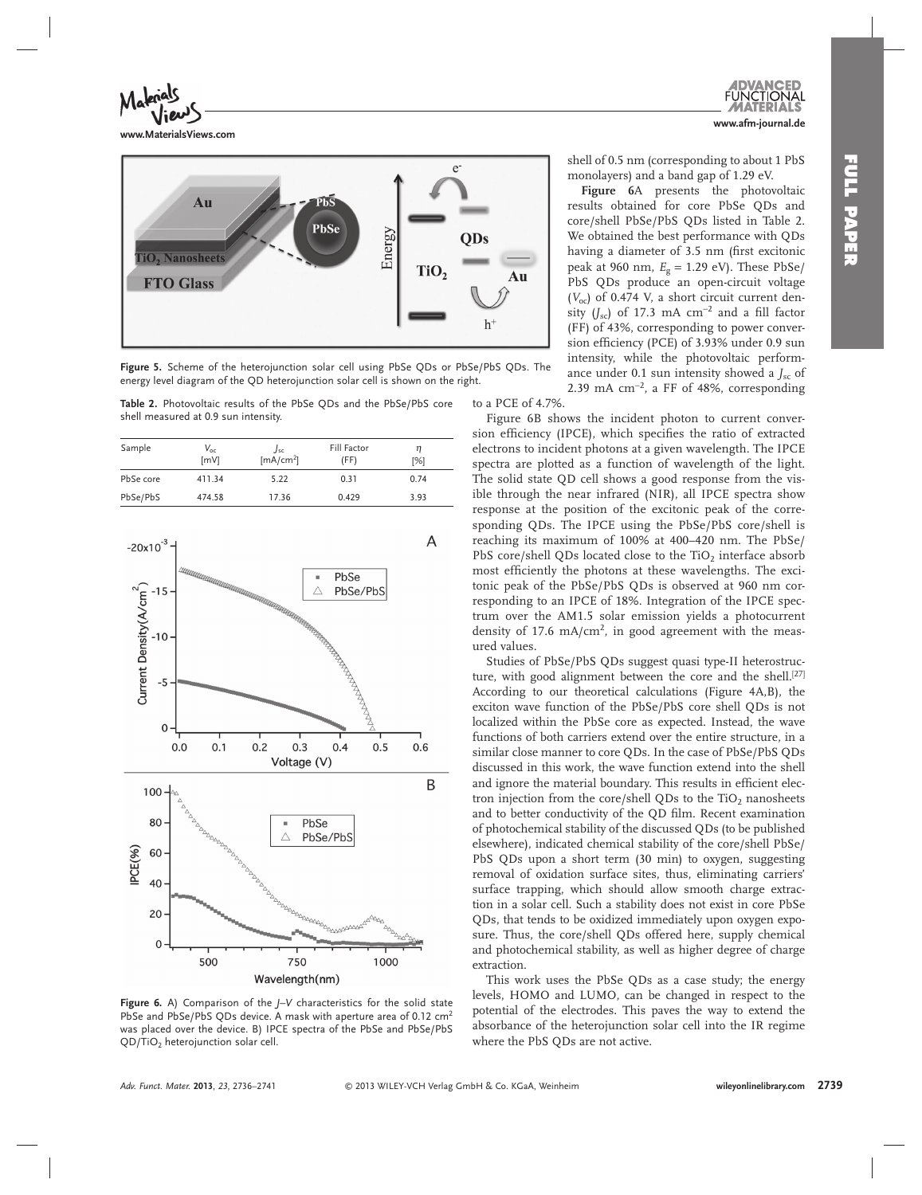Figure 5. Scheme of the heterojunction solar cell using PbSe QDs or PbSe/PbS QDs. The energy level diagram of the QD heterojunction solar cell is shown on the right.

Table 2. Photovoltaic results of the PbSe QDs and the PbSe/PbS core shell measured at 0.9 sun intensity.

| Sample | $V_{oc}$ [mV] | $J_{sc}$ [mA/cm$^2$] | Fill Factor (FF) | $\eta$ [%] |
|---|---|---|---|---|
| PbSe core | 411.34 | 5.22 | 0.31 | 0.74 |
| PbSe/PbS | 474.58 | 17.36 | 0.429 | 3.93 |

Figure 6. A) Comparison of the $J$–$V$ characteristics for the solid state PbSe and PbSe/PbS QDs device. A mask with aperture area of 0.12 cm$^2$ was placed over the device. B) IPCE spectra of the PbSe and PbSe/PbS QD/$TiO_2$ heterojunction solar cell.

shell of 0.5 nm (corresponding to about 1 PbS monolayers) and a band gap of 1.29 eV.

**Figure 6**A presents the photovoltaic results obtained for core PbSe QDs and core/shell PbSe/PbS QDs listed in Table 2. We obtained the best performance with QDs having a diameter of 3.5 nm (first excitonic peak at 960 nm, $E_g$ = 1.29 eV). These PbSe/PbS QDs produce an open-circuit voltage ($V_{oc}$) of 0.474 V, a short circuit current density ($J_{sc}$) of 17.3 mA cm$^{-2}$ and a fill factor (FF) of 43%, corresponding to power conversion efficiency (PCE) of 3.93% under 0.9 sun intensity, while the photovoltaic performance under 0.1 sun intensity showed a $J_{sc}$ of 2.39 mA cm$^{-2}$, a FF of 48%, corresponding to a PCE of 4.7%.

Figure 6B shows the incident photon to current conversion efficiency (IPCE), which specifies the ratio of extracted electrons to incident photons at a given wavelength. The IPCE spectra are plotted as a function of wavelength of the light. The solid state QD cell shows a good response from the visible through the near infrared (NIR), all IPCE spectra show response at the position of the excitonic peak of the corresponding QDs. The IPCE using the PbSe/PbS core/shell is reaching its maximum of 100% at 400–420 nm. The PbSe/PbS core/shell QDs located close to the $TiO_2$ interface absorb most efficiently the photons at these wavelengths. The excitonic peak of the PbSe/PbS QDs is observed at 960 nm corresponding to an IPCE of 18%. Integration of the IPCE spectrum over the AM1.5 solar emission yields a photocurrent density of 17.6 mA/cm$^2$, in good agreement with the measured values.

Studies of PbSe/PbS QDs suggest quasi type-II heterostructure, with good alignment between the core and the shell.[27] According to our theoretical calculations (Figure 4A,B), the exciton wave function of the PbSe/PbS core shell QDs is not localized within the PbSe core as expected. Instead, the wave functions of both carriers extend over the entire structure, in a similar close manner to core QDs. In the case of PbSe/PbS QDs discussed in this work, the wave function extend into the shell and ignore the material boundary. This results in efficient electron injection from the core/shell QDs to the $TiO_2$ nanosheets and to better conductivity of the QD film. Recent examination of photochemical stability of the discussed QDs (to be published elsewhere), indicated chemical stability of the core/shell PbSe/PbS QDs upon a short term (30 min) to oxygen, suggesting removal of oxidation surface sites, thus, eliminating carriers' surface trapping, which should allow smooth charge extraction in a solar cell. Such a stability does not exist in core PbSe QDs, that tends to be oxidized immediately upon oxygen exposure. Thus, the core/shell QDs offered here, supply chemical and photochemical stability, as well as higher degree of charge extraction.

This work uses the PbSe QDs as a case study; the energy levels, HOMO and LUMO, can be changed in respect to the potential of the electrodes. This paves the way to extend the absorbance of the heterojunction solar cell into the IR regime where the PbS QDs are not active.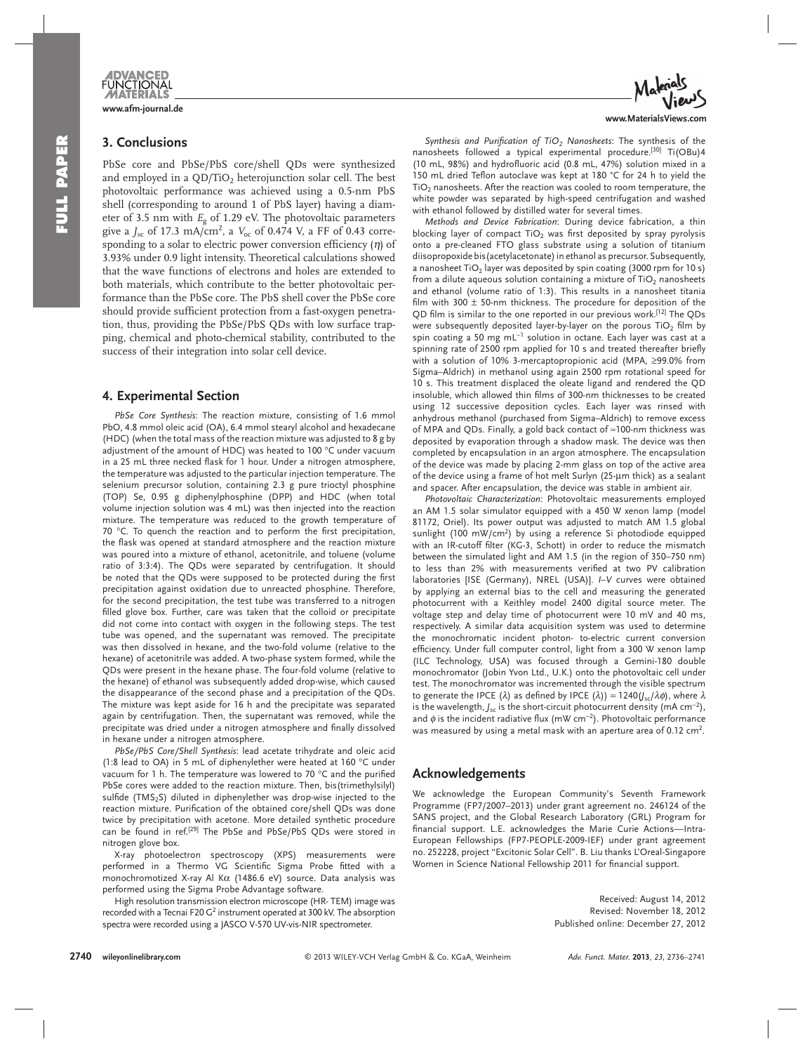## 3. Conclusions

PbSe core and PbSe/PbS core/shell QDs were synthesized and employed in a QD/$TiO_2$ heterojunction solar cell. The best photovoltaic performance was achieved using a 0.5-nm PbS shell (corresponding to around 1 of PbS layer) having a diameter of 3.5 nm with $E_g$ of 1.29 eV. The photovoltaic parameters give a $J_{sc}$ of 17.3 mA/cm$^2$, a $V_{oc}$ of 0.474 V, a FF of 0.43 corresponding to a solar to electric power conversion efficiency ($\eta$) of 3.93% under 0.9 light intensity. Theoretical calculations showed that the wave functions of electrons and holes are extended to both materials, which contribute to the better photovoltaic performance than the PbSe core. The PbS shell cover the PbSe core should provide sufficient protection from a fast-oxygen penetration, thus, providing the PbSe/PbS QDs with low surface trapping, chemical and photo-chemical stability, contributed to the success of their integration into solar cell device.

## 4. Experimental Section

*PbSe Core Synthesis*: The reaction mixture, consisting of 1.6 mmol PbO, 4.8 mmol oleic acid (OA), 6.4 mmol stearyl alcohol and hexadecane (HDC) (when the total mass of the reaction mixture was adjusted to 8 g by adjustment of the amount of HDC) was heated to 100 °C under vacuum in a 25 mL three necked flask for 1 hour. Under a nitrogen atmosphere, the temperature was adjusted to the particular injection temperature. The selenium precursor solution, containing 2.3 g pure trioctyl phosphine (TOP) Se, 0.95 g diphenylphosphine (DPP) and HDC (when total volume injection solution was 4 mL) was then injected into the reaction mixture. The temperature was reduced to the growth temperature of 70 °C. To quench the reaction and to perform the first precipitation, the flask was opened at standard atmosphere and the reaction mixture was poured into a mixture of ethanol, acetonitrile, and toluene (volume ratio of 3:3:4). The QDs were separated by centrifugation. It should be noted that the QDs were supposed to be protected during the first precipitation against oxidation due to unreacted phosphine. Therefore, for the second precipitation, the test tube was transferred to a nitrogen filled glove box. Further, care was taken that the colloid or precipitate did not come into contact with oxygen in the following steps. The test tube was opened, and the supernatant was removed. The precipitate was then dissolved in hexane, and the two-fold volume (relative to the hexane) of acetonitrile was added. A two-phase system formed, while the QDs were present in the hexane phase. The four-fold volume (relative to the hexane) of ethanol was subsequently added drop-wise, which caused the disappearance of the second phase and a precipitation of the QDs. The mixture was kept aside for 16 h and the precipitate was separated again by centrifugation. Then, the supernatant was removed, while the precipitate was dried under a nitrogen atmosphere and finally dissolved in hexane under a nitrogen atmosphere.

*PbSe/PbS Core/Shell Synthesis*: lead acetate trihydrate and oleic acid (1:8 lead to OA) in 5 mL of diphenylether were heated at 160 °C under vacuum for 1 h. The temperature was lowered to 70 °C and the purified PbSe cores were added to the reaction mixture. Then, bis(trimethylsilyl) sulfide ($TMS_2S$) diluted in diphenylether was drop-wise injected to the reaction mixture. Purification of the obtained core/shell QDs was done twice by precipitation with acetone. More detailed synthetic procedure can be found in ref.[29] The PbSe and PbSe/PbS QDs were stored in nitrogen glove box.

X-ray photoelectron spectroscopy (XPS) measurements were performed in a Thermo VG Scientific Sigma Probe fitted with a monochromotized X-ray Al Kα (1486.6 eV) source. Data analysis was performed using the Sigma Probe Advantage software.

High resolution transmission electron microscope (HR- TEM) image was recorded with a Tecnai F20 G$^2$ instrument operated at 300 kV. The absorption spectra were recorded using a JASCO V-570 UV-vis-NIR spectrometer.

*Synthesis and Purification of $TiO_2$ Nanosheets*: The synthesis of the nanosheets followed a typical experimental procedure.[30] Ti(OBu)4 (10 mL, 98%) and hydrofluoric acid (0.8 mL, 47%) solution mixed in a 150 mL dried Teflon autoclave was kept at 180 °C for 24 h to yield the $TiO_2$ nanosheets. After the reaction was cooled to room temperature, the white powder was separated by high-speed centrifugation and washed with ethanol followed by distilled water for several times.

*Methods and Device Fabrication*: During device fabrication, a thin blocking layer of compact $TiO_2$ was first deposited by spray pyrolysis onto a pre-cleaned FTO glass substrate using a solution of titanium diisopropoxide bis(acetylacetonate) in ethanol as precursor. Subsequently, a nanosheet $TiO_2$ layer was deposited by spin coating (3000 rpm for 10 s) from a dilute aqueous solution containing a mixture of $TiO_2$ nanosheets and ethanol (volume ratio of 1:3). This results in a nanosheet titania film with 300 ± 50-nm thickness. The procedure for deposition of the QD film is similar to the one reported in our previous work.[12] The QDs were subsequently deposited layer-by-layer on the porous $TiO_2$ film by spin coating a 50 mg mL$^{-1}$ solution in octane. Each layer was cast at a spinning rate of 2500 rpm applied for 10 s and treated thereafter briefly with a solution of 10% 3-mercaptopropionic acid (MPA, ≥99.0% from Sigma–Aldrich) in methanol using again 2500 rpm rotational speed for 10 s. This treatment displaced the oleate ligand and rendered the QD insoluble, which allowed thin films of 300-nm thicknesses to be created using 12 successive deposition cycles. Each layer was rinsed with anhydrous methanol (purchased from Sigma–Aldrich) to remove excess of MPA and QDs. Finally, a gold back contact of ≈100-nm thickness was deposited by evaporation through a shadow mask. The device was then completed by encapsulation in an argon atmosphere. The encapsulation of the device was made by placing 2-mm glass on top of the active area of the device using a frame of hot melt Surlyn (25-μm thick) as a sealant and spacer. After encapsulation, the device was stable in ambient air.

*Photovoltaic Characterization*: Photovoltaic measurements employed an AM 1.5 solar simulator equipped with a 450 W xenon lamp (model 81172, Oriel). Its power output was adjusted to match AM 1.5 global sunlight (100 mW/cm$^2$) by using a reference Si photodiode equipped with an IR-cutoff filter (KG-3, Schott) in order to reduce the mismatch between the simulated light and AM 1.5 (in the region of 350–750 nm) to less than 2% with measurements verified at two PV calibration laboratories [ISE (Germany), NREL (USA)]. *I–V* curves were obtained by applying an external bias to the cell and measuring the generated photocurrent with a Keithley model 2400 digital source meter. The voltage step and delay time of photocurrent were 10 mV and 40 ms, respectively. A similar data acquisition system was used to determine the monochromatic incident photon- to-electric current conversion efficiency. Under full computer control, light from a 300 W xenon lamp (ILC Technology, USA) was focused through a Gemini-180 double monochromator (Jobin Yvon Ltd., U.K.) onto the photovoltaic cell under test. The monochromator was incremented through the visible spectrum to generate the IPCE ($\lambda$) as defined by IPCE ($\lambda$)) = $1240(J_{sc}/\lambda\phi)$, where $\lambda$ is the wavelength, $J_{sc}$ is the short-circuit photocurrent density (mA cm$^{-2}$), and $\phi$ is the incident radiative flux (mW cm$^{-2}$). Photovoltaic performance was measured by using a metal mask with an aperture area of 0.12 cm$^2$.

## Acknowledgements

We acknowledge the European Community's Seventh Framework Programme (FP7/2007–2013) under grant agreement no. 246124 of the SANS project, and the Global Research Laboratory (GRL) Program for financial support. L.E. acknowledges the Marie Curie Actions—Intra-European Fellowships (FP7-PEOPLE-2009-IEF) under grant agreement no. 252228, project "Excitonic Solar Cell". B. Liu thanks L'Oreal-Singapore Women in Science National Fellowship 2011 for financial support.

Received: August 14, 2012
Revised: November 18, 2012
Published online: December 27, 2012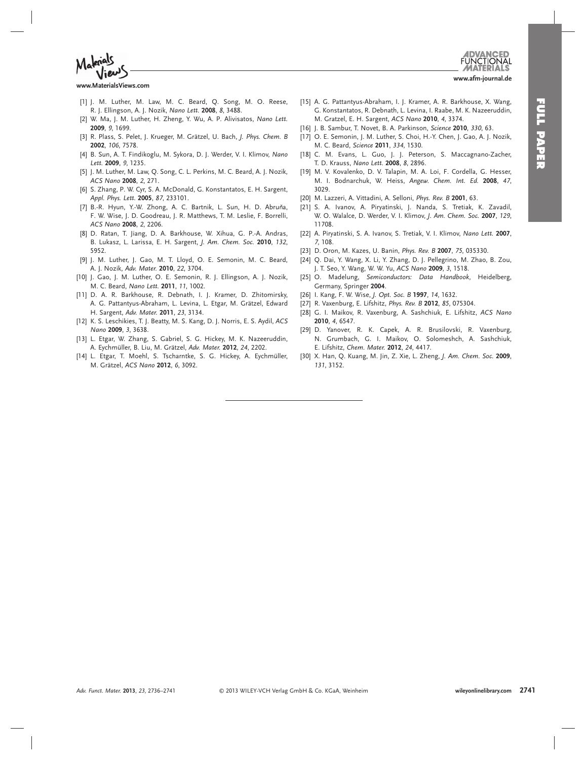[1] J. M. Luther, M. Law, M. C. Beard, Q. Song, M. O. Reese, R. J. Ellingson, A. J. Nozik, *Nano Lett.* **2008**, *8*, 3488.

[2] W. Ma, J. M. Luther, H. Zheng, Y. Wu, A. P. Alivisatos, *Nano Lett.* **2009**, *9*, 1699.

[3] R. Plass, S. Pelet, J. Krueger, M. Grätzel, U. Bach, *J. Phys. Chem. B* **2002**, *106*, 7578.

[4] B. Sun, A. T. Findikoglu, M. Sykora, D. J. Werder, V. I. Klimov, *Nano Lett.* **2009**, *9*, 1235.

[5] J. M. Luther, M. Law, Q. Song, C. L. Perkins, M. C. Beard, A. J. Nozik, *ACS Nano* **2008**, *2*, 271.

[6] S. Zhang, P. W. Cyr, S. A. McDonald, G. Konstantatos, E. H. Sargent, *Appl. Phys. Lett.* **2005**, *87*, 233101.

[7] B.-R. Hyun, Y.-W. Zhong, A. C. Bartnik, L. Sun, H. D. Abruña, F. W. Wise, J. D. Goodreau, J. R. Matthews, T. M. Leslie, F. Borrelli, *ACS Nano* **2008**, *2*, 2206.

[8] D. Ratan, T. Jiang, D. A. Barkhouse, W. Xihua, G. P.-A. Andras, B. Lukasz, L. Larissa, E. H. Sargent, *J. Am. Chem. Soc.* **2010**, *132*, 5952.

[9] J. M. Luther, J. Gao, M. T. Lloyd, O. E. Semonin, M. C. Beard, A. J. Nozik, *Adv. Mater.* **2010**, *22*, 3704.

[10] J. Gao, J. M. Luther, O. E. Semonin, R. J. Ellingson, A. J. Nozik, M. C. Beard, *Nano Lett.* **2011**, *11*, 1002.

[11] D. A. R. Barkhouse, R. Debnath, I. J. Kramer, D. Zhitomirsky, A. G. Pattantyus-Abraham, L. Levina, L. Etgar, M. Grätzel, Edward H. Sargent, *Adv. Mater.* **2011**, *23*, 3134.

[12] K. S. Leschikies, T. J. Beatty, M. S. Kang, D. J. Norris, E. S. Aydil, *ACS Nano* **2009**, *3*, 3638.

[13] L. Etgar, W. Zhang, S. Gabriel, S. G. Hickey, M. K. Nazeeruddin, A. Eychmüller, B. Liu, M. Grätzel, *Adv. Mater.* **2012**, *24*, 2202.

[14] L. Etgar, T. Moehl, S. Tscharntke, S. G. Hickey, A. Eychmüller, M. Grätzel, *ACS Nano* **2012**, *6*, 3092.

[15] A. G. Pattantyus-Abraham, I. J. Kramer, A. R. Barkhouse, X. Wang, G. Konstantatos, R. Debnath, L. Levina, I. Raabe, M. K. Nazeeruddin, M. Gratzel, E. H. Sargent, *ACS Nano* **2010**, *4*, 3374.

[16] J. B. Sambur, T. Novet, B. A. Parkinson, *Science* **2010**, *330*, 63.

[17] O. E. Semonin, J. M. Luther, S. Choi, H.-Y. Chen, J. Gao, A. J. Nozik, M. C. Beard, *Science* **2011**, *334*, 1530.

[18] C. M. Evans, L. Guo, J. J. Peterson, S. Maccagnano-Zacher, T. D. Krauss, *Nano Lett.* **2008**, *8*, 2896.

[19] M. V. Kovalenko, D. V. Talapin, M. A. Loi, F. Cordella, G. Hesser, M. I. Bodnarchuk, W. Heiss, *Angew. Chem. Int. Ed.* **2008**, *47*, 3029.

[20] M. Lazzeri, A. Vittadini, A. Selloni, *Phys. Rev. B* **2001**, 63.

[21] S. A. Ivanov, A. Piryatinski, J. Nanda, S. Tretiak, K. Zavadil, W. O. Walalce, D. Werder, V. I. Klimov, *J. Am. Chem. Soc.* **2007**, *129*, 11708.

[22] A. Piryatinski, S. A. Ivanov, S. Tretiak, V. I. Klimov, *Nano Lett.* **2007**, *7*, 108.

[23] D. Oron, M. Kazes, U. Banin, *Phys. Rev. B* **2007**, *75*, 035330.

[24] Q. Dai, Y. Wang, X. Li, Y. Zhang, D. J. Pellegrino, M. Zhao, B. Zou, J. T. Seo, Y. Wang, W. W. Yu, *ACS Nano* **2009**, *3*, 1518.

[25] O. Madelung, *Semiconductors: Data Handbook*, Heidelberg, Germany, Springer **2004**.

[26] I. Kang, F. W. Wise, *J. Opt. Soc. B* **1997**, *14*, 1632.

[27] R. Vaxenburg, E. Lifshitz, *Phys. Rev. B* **2012**, *85*, 075304.

[28] G. I. Maikov, R. Vaxenburg, A. Sashchiuk, E. Lifshitz, *ACS Nano* **2010**, *4*, 6547.

[29] D. Yanover, R. K. Capek, A. R. Brusilovski, R. Vaxenburg, N. Grumbach, G. I. Maikov, O. Solomeshch, A. Sashchiuk, E. Lifshitz, *Chem. Mater.* **2012**, *24*, 4417.

[30] X. Han, Q. Kuang, M. Jin, Z. Xie, L. Zheng, *J. Am. Chem. Soc.* **2009**, *131*, 3152.